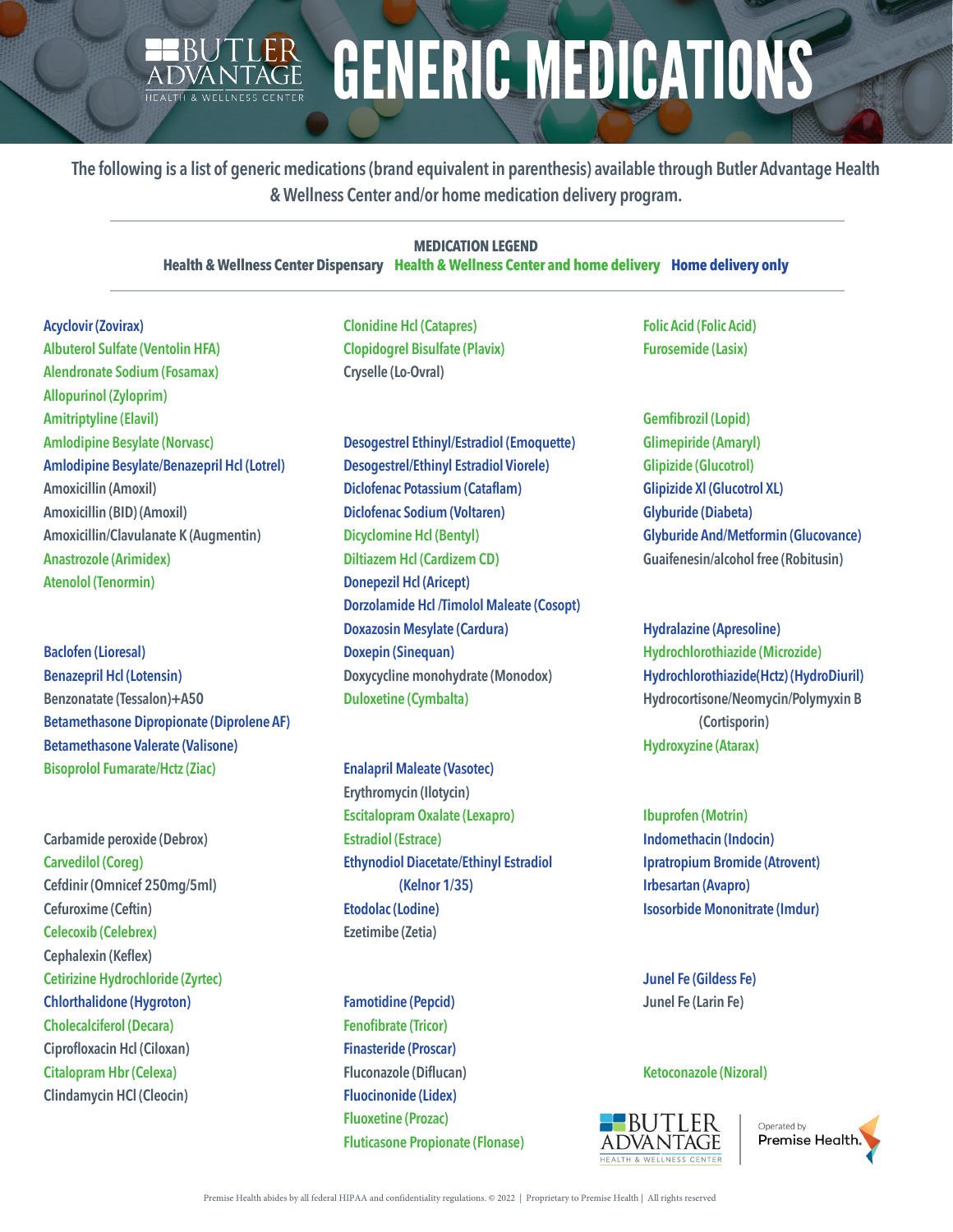# GENERIC MEDICATIONS

The following is a list of generic medications (brand equivalent in parenthesis) available through Butler Advantage Health & Wellness Center and/or home medication delivery program.

**MEDICATION LEGEND**

**Health & Wellness Center Dispensary** | **Health & Wellness Center and home delivery** | **Home delivery only**

Acyclovir (Zovirax)
Albuterol Sulfate (Ventolin HFA)
Alendronate Sodium (Fosamax)
Allopurinol (Zyloprim)
Amitriptyline (Elavil)
Amlodipine Besylate (Norvasc)
Amlodipine Besylate/Benazepril Hcl (Lotrel)
Amoxicillin (Amoxil)
Amoxicillin (BID) (Amoxil)
Amoxicillin/Clavulanate K (Augmentin)
Anastrozole (Arimidex)
Atenolol (Tenormin)

Baclofen (Lioresal)
Benazepril Hcl (Lotensin)
Benzonatate (Tessalon)+A50
Betamethasone Dipropionate (Diprolene AF)
Betamethasone Valerate (Valisone)
Bisoprolol Fumarate/Hctz (Ziac)

Carbamide peroxide (Debrox)
Carvedilol (Coreg)
Cefdinir (Omnicef 250mg/5ml)
Cefuroxime (Ceftin)
Celecoxib (Celebrex)
Cephalexin (Keflex)
Cetirizine Hydrochloride (Zyrtec)
Chlorthalidone (Hygroton)
Cholecalciferol (Decara)
Ciprofloxacin Hcl (Ciloxan)
Citalopram Hbr (Celexa)
Clindamycin HCl (Cleocin)
Clonidine Hcl (Catapres)
Clopidogrel Bisulfate (Plavix)
Cryselle (Lo-Ovral)

Desogestrel Ethinyl/Estradiol (Emoquette)
Desogestrel/Ethinyl Estradiol Viorele)
Diclofenac Potassium (Cataflam)
Diclofenac Sodium (Voltaren)
Dicyclomine Hcl (Bentyl)
Diltiazem Hcl (Cardizem CD)
Donepezil Hcl (Aricept)
Dorzolamide Hcl /Timolol Maleate (Cosopt)
Doxazosin Mesylate (Cardura)
Doxepin (Sinequan)
Doxycycline monohydrate (Monodox)
Duloxetine (Cymbalta)

Enalapril Maleate (Vasotec)
Erythromycin (Ilotycin)
Escitalopram Oxalate (Lexapro)
Estradiol (Estrace)
Ethynodiol Diacetate/Ethinyl Estradiol (Kelnor 1/35)
Etodolac (Lodine)
Ezetimibe (Zetia)

Famotidine (Pepcid)
Fenofibrate (Tricor)
Finasteride (Proscar)
Fluconazole (Diflucan)
Fluocinonide (Lidex)
Fluoxetine (Prozac)
Fluticasone Propionate (Flonase)
Folic Acid (Folic Acid)
Furosemide (Lasix)

Gemfibrozil (Lopid)
Glimepiride (Amaryl)
Glipizide (Glucotrol)
Glipizide Xl (Glucotrol XL)
Glyburide (Diabeta)
Glyburide And/Metformin (Glucovance)
Guaifenesin/alcohol free (Robitusin)

Hydralazine (Apresoline)
Hydrochlorothiazide (Microzide)
Hydrochlorothiazide(Hctz) (HydroDiuril)
Hydrocortisone/Neomycin/Polymyxin B (Cortisporin)
Hydroxyzine (Atarax)

Ibuprofen (Motrin)
Indomethacin (Indocin)
Ipratropium Bromide (Atrovent)
Irbesartan (Avapro)
Isosorbide Mononitrate (Imdur)

Junel Fe (Gildess Fe)
Junel Fe (Larin Fe)

Ketoconazole (Nizoral)

BUTLER ADVANTAGE HEALTH & WELLNESS CENTER | Operated by Premise Health.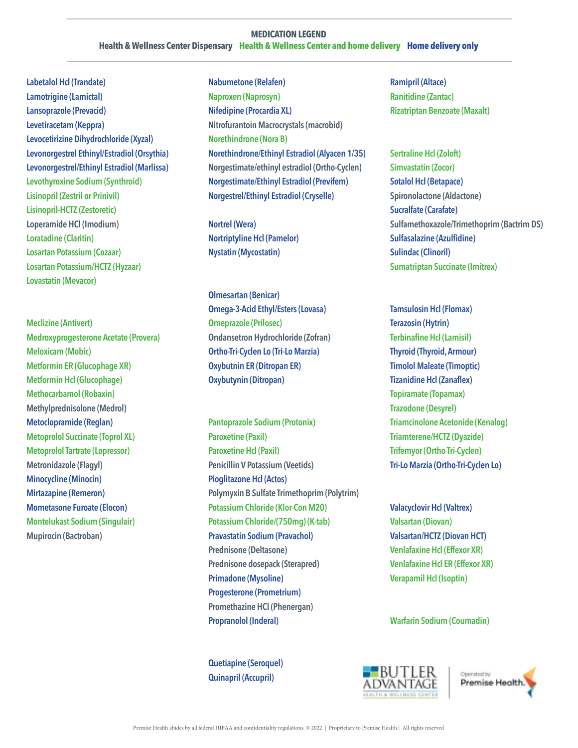**MEDICATION LEGEND**

Health & Wellness Center Dispensary | Health & Wellness Center and home delivery | Home delivery only

Labetalol Hcl (Trandate)
Lamotrigine (Lamictal)
Lansoprazole (Prevacid)
Levetiracetam (Keppra)
Levocetirizine Dihydrochloride (Xyzal)
Levonorgestrel Ethinyl/Estradiol (Orsythia)
Levonorgestrel/Ethinyl Estradiol (Marlissa)
Levothyroxine Sodium (Synthroid)
Lisinopril (Zestril or Prinivil)
Lisinopril-HCTZ (Zestoretic)
Loperamide HCl (Imodium)
Loratadine (Claritin)
Losartan Potassium (Cozaar)
Losartan Potassium/HCTZ (Hyzaar)
Lovastatin (Mevacor)

Meclizine (Antivert)
Medroxyprogesterone Acetate (Provera)
Meloxicam (Mobic)
Metformin ER (Glucophage XR)
Metformin Hcl (Glucophage)
Methocarbamol (Robaxin)
Methylprednisolone (Medrol)
Metoclopramide (Reglan)
Metoprolol Succinate (Toprol XL)
Metoprolol Tartrate (Lopressor)
Metronidazole (Flagyl)
Minocycline (Minocin)
Mirtazapine (Remeron)
Mometasone Furoate (Elocon)
Montelukast Sodium (Singulair)
Mupirocin (Bactroban)

Nabumetone (Relafen)
Naproxen (Naprosyn)
Nifedipine (Procardia XL)
Nitrofurantoin Macrocrystals (macrobid)
Norethindrone (Nora B)
Norethindrone/Ethinyl Estradiol (Alyacen 1/35)
Norgestimate/ethinyl estradiol (Ortho-Cyclen)
Norgestimate/Ethinyl Estradiol (Previfem)
Norgestrel/Ethinyl Estradiol (Cryselle)

Nortrel (Wera)
Nortriptyline Hcl (Pamelor)
Nystatin (Mycostatin)

Olmesartan (Benicar)
Omega-3-Acid Ethyl/Esters (Lovasa)
Omeprazole (Prilosec)
Ondansetron Hydrochloride (Zofran)
Ortho-Tri-Cyclen Lo (Tri-Lo Marzia)
Oxybutnin ER (Ditropan ER)
Oxybutynin (Ditropan)

Pantoprazole Sodium (Protonix)
Paroxetine (Paxil)
Paroxetine Hcl (Paxil)
Penicillin V Potassium (Veetids)
Pioglitazone Hcl (Actos)
Polymyxin B Sulfate Trimethoprim (Polytrim)
Potassium Chloride (Klor-Con M20)
Potassium Chloride/(750mg) (K-tab)
Pravastatin Sodium (Pravachol)
Prednisone (Deltasone)
Prednisone dosepack (Sterapred)
Primadone (Mysoline)
Progesterone (Prometrium)
Promethazine HCl (Phenergan)
Propranolol (Inderal)

Quetiapine (Seroquel)
Quinapril (Accupril)

Ramipril (Altace)
Ranitidine (Zantac)
Rizatriptan Benzoate (Maxalt)

Sertraline Hcl (Zoloft)
Simvastatin (Zocor)
Sotalol Hcl (Betapace)
Spironolactone (Aldactone)
Sucralfate (Carafate)
Sulfamethoxazole/Trimethoprim (Bactrim DS)
Sulfasalazine (Azulfidine)
Sulindac (Clinoril)
Sumatriptan Succinate (Imitrex)

Tamsulosin Hcl (Flomax)
Terazosin (Hytrin)
Terbinafine Hcl (Lamisil)
Thyroid (Thyroid, Armour)
Timolol Maleate (Timoptic)
Tizanidine Hcl (Zanaflex)
Topiramate (Topamax)
Trazodone (Desyrel)
Triamcinolone Acetonide (Kenalog)
Triamterene/HCTZ (Dyazide)
Trifemyor (Ortho Tri-Cyclen)
Tri-Lo Marzia (Ortho-Tri-Cyclen Lo)

Valacyclovir Hcl (Valtrex)
Valsartan (Diovan)
Valsartan/HCTZ (Diovan HCT)
Venlafaxine Hcl (Effexor XR)
Venlafaxine Hcl ER (Effexor XR)
Verapamil Hcl (Isoptin)

Warfarin Sodium (Coumadin)

BUTLER ADVANTAGE HEALTH & WELLNESS CENTER | Operated by Premise Health.

Premise Health abides by all federal HIPAA and confidentiality regulations. © 2022 | Proprietary to Premise Health | All rights reserved